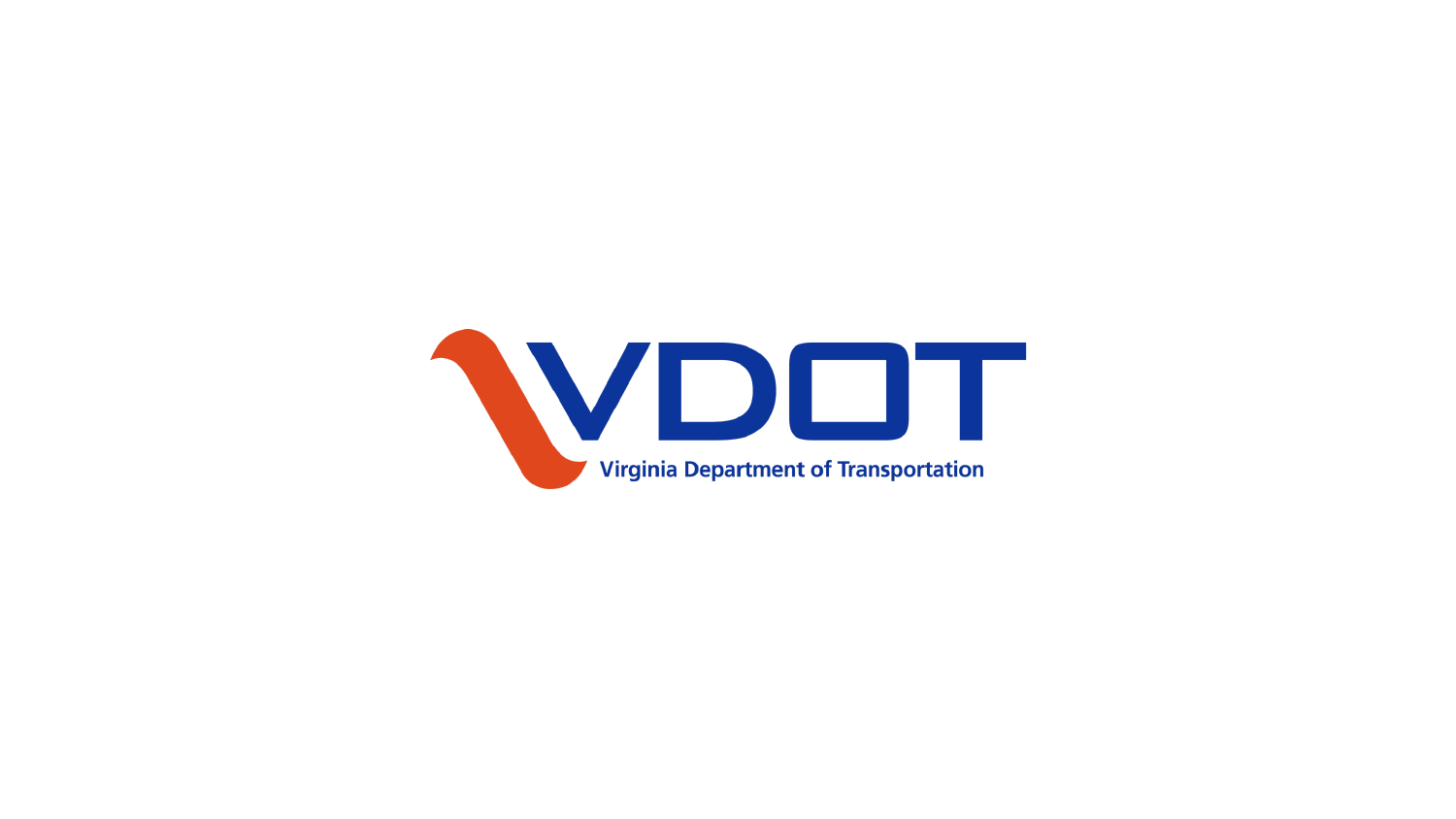# VDOT

Virginia Department of Transportation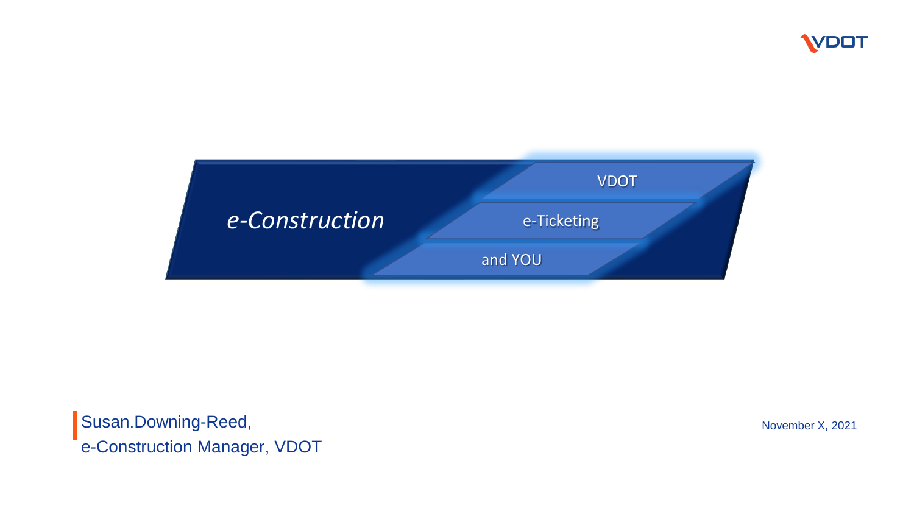# *e-Construction*

VDOT

e-Ticketing

and YOU

Susan.Downing-Reed,
e-Construction Manager, VDOT

November X, 2021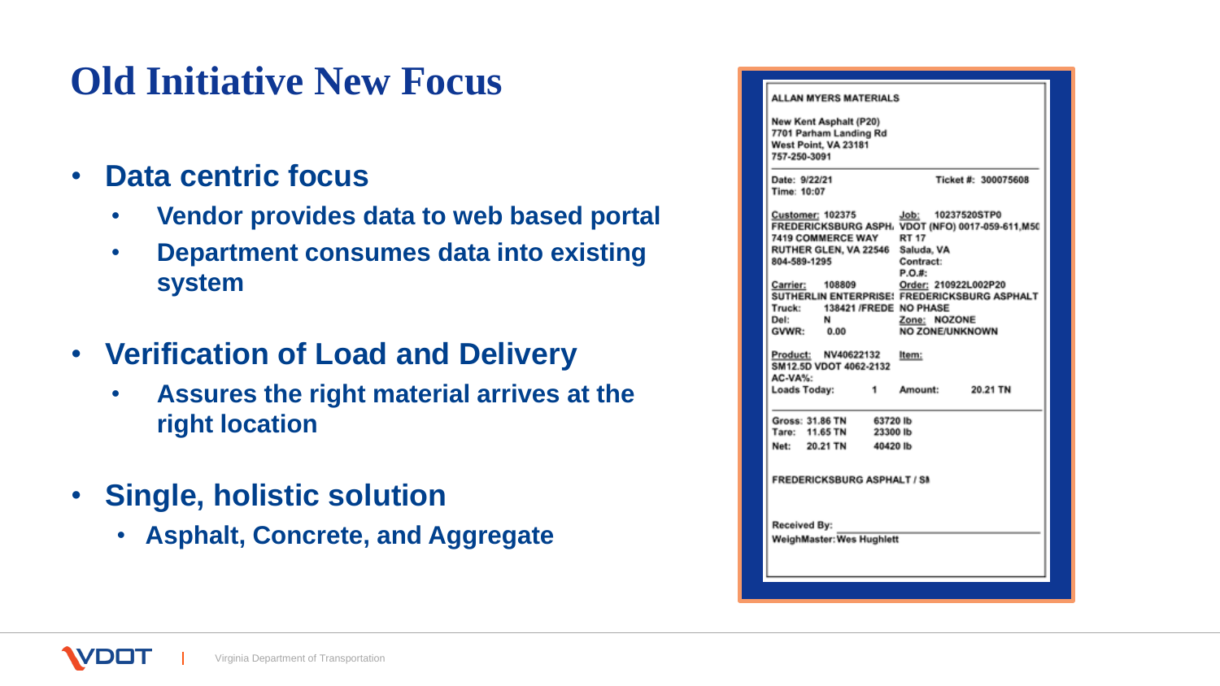# Old Initiative New Focus

- **Data centric focus**
  - **Vendor provides data to web based portal**
  - **Department consumes data into existing system**
- **Verification of Load and Delivery**
  - **Assures the right material arrives at the right location**
- **Single, holistic solution**
  - **Asphalt, Concrete, and Aggregate**

ALLAN MYERS MATERIALS

New Kent Asphalt (P20)
7701 Parham Landing Rd
West Point, VA 23181
757-250-3091

Date: 9/22/21 Ticket #: 300075608
Time: 10:07

Customer: 102375
FREDERICKSBURG ASPH.
7419 COMMERCE WAY
RUTHER GLEN, VA 22546
804-589-1295

Job: 10237520STP0
VDOT (NFO) 0017-059-611,M50
RT 17
Saluda, VA
Contract:
P.O.#:

Carrier: 108809
SUTHERLIN ENTERPRISE!
Truck: 138421 /FREDE
Del: N
GVWR: 0.00

Order: 210922L002P20
FREDERICKSBURG ASPHALT
NO PHASE
Zone: NOZONE
NO ZONE/UNKNOWN

Product: NV40622132
SM12.5D VDOT 4062-2132
AC-VA%:
Loads Today: 1

Item:
Amount: 20.21 TN

Gross: 31.86 TN 63720 lb
Tare: 11.65 TN 23300 lb
Net: 20.21 TN 40420 lb

FREDERICKSBURG ASPHALT / SI

Received By:
WeighMaster: Wes Hughlett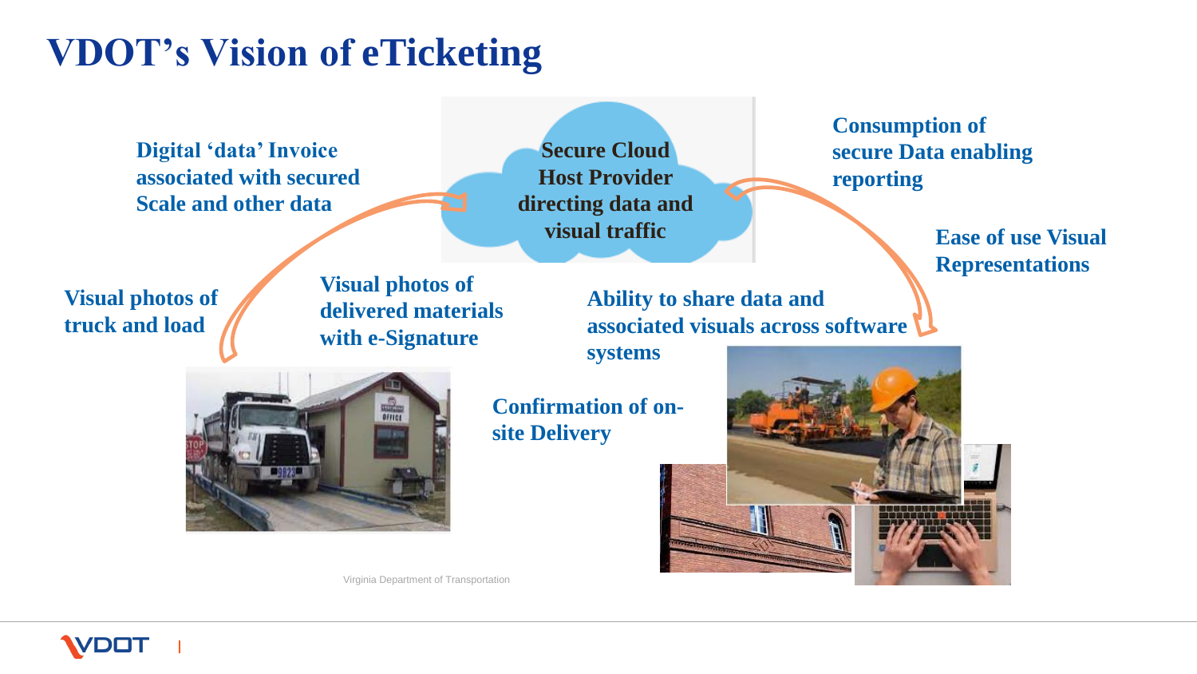# VDOT's Vision of eTicketing

**Digital 'data' Invoice associated with secured Scale and other data**

**Secure Cloud Host Provider directing data and visual traffic**

**Consumption of secure Data enabling reporting**

**Ease of use Visual Representations**

**Visual photos of truck and load**

**Visual photos of delivered materials with e-Signature**

**Ability to share data and associated visuals across software systems**

**Confirmation of on-site Delivery**

Virginia Department of Transportation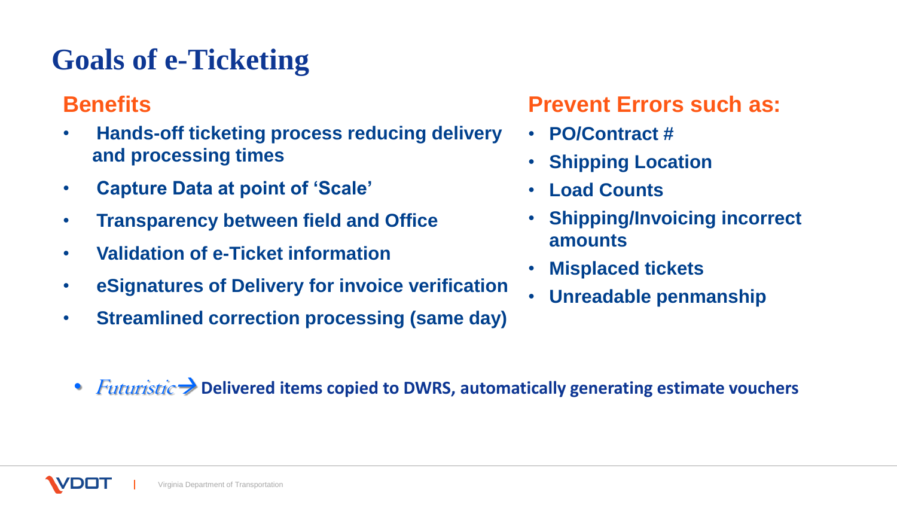# Goals of e-Ticketing

## Benefits

- **Hands-off ticketing process reducing delivery and processing times**
- **Capture Data at point of 'Scale'**
- **Transparency between field and Office**
- **Validation of e-Ticket information**
- **eSignatures of Delivery for invoice verification**
- **Streamlined correction processing (same day)**

## Prevent Errors such as:

- **PO/Contract #**
- **Shipping Location**
- **Load Counts**
- **Shipping/Invoicing incorrect amounts**
- **Misplaced tickets**
- **Unreadable penmanship**

- *Futuristic* → **Delivered items copied to DWRS, automatically generating estimate vouchers**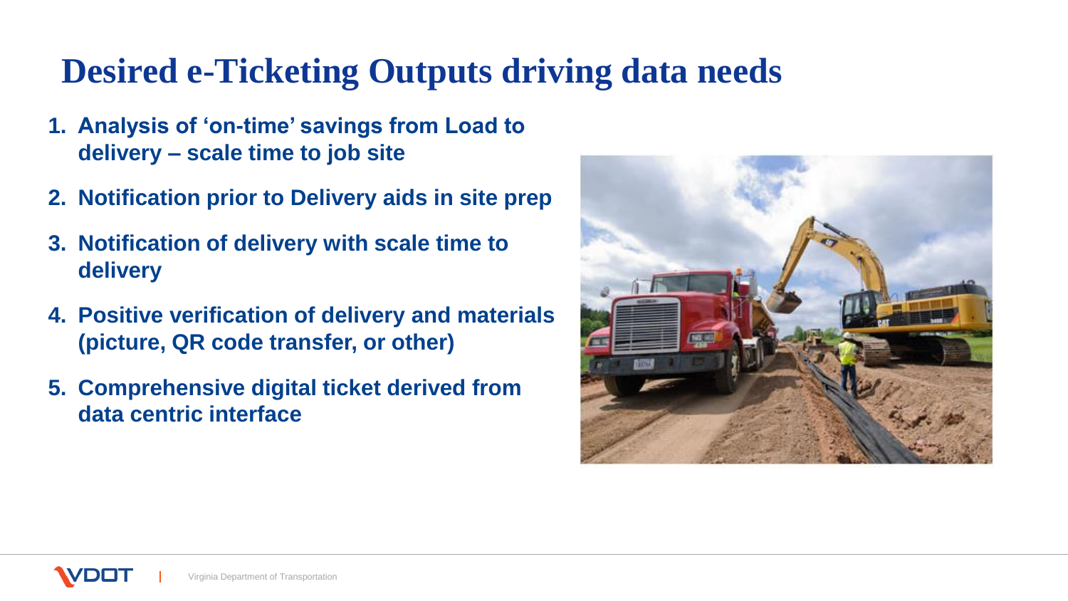# Desired e-Ticketing Outputs driving data needs

1. **Analysis of 'on-time' savings from Load to delivery – scale time to job site**
2. **Notification prior to Delivery aids in site prep**
3. **Notification of delivery with scale time to delivery**
4. **Positive verification of delivery and materials (picture, QR code transfer, or other)**
5. **Comprehensive digital ticket derived from data centric interface**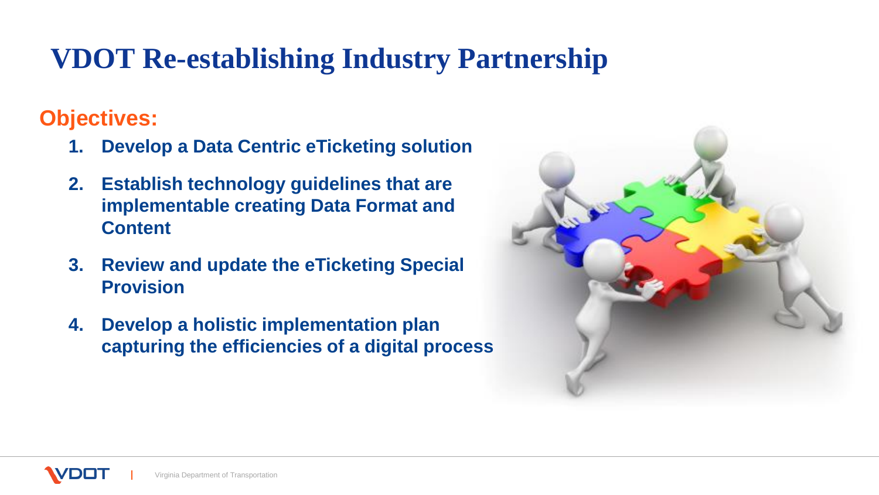# VDOT Re-establishing Industry Partnership

## Objectives:

1. **Develop a Data Centric eTicketing solution**
2. **Establish technology guidelines that are implementable creating Data Format and Content**
3. **Review and update the eTicketing Special Provision**
4. **Develop a holistic implementation plan capturing the efficiencies of a digital process**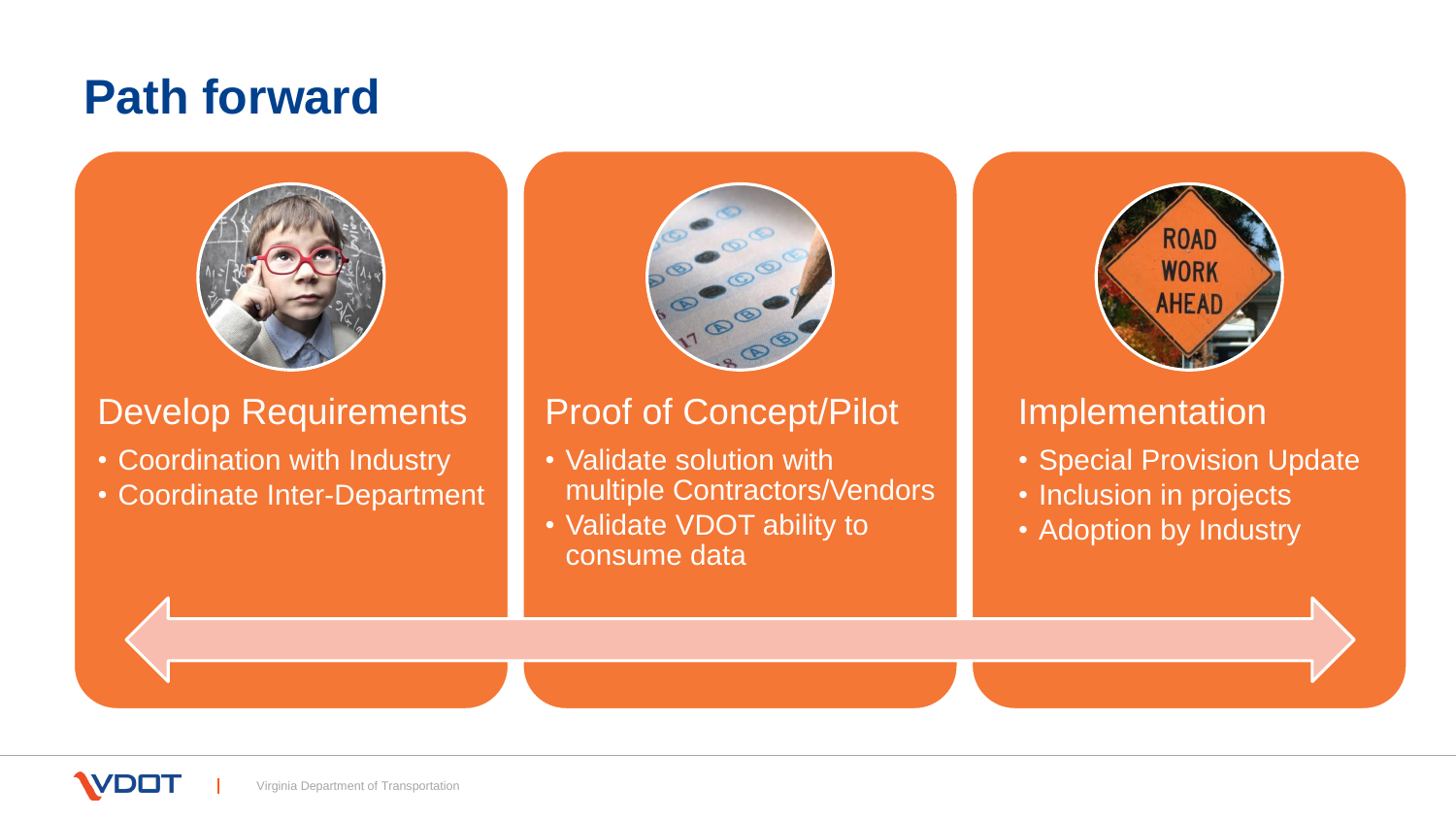# Path forward

## Develop Requirements

- Coordination with Industry
- Coordinate Inter-Department

## Proof of Concept/Pilot

- Validate solution with multiple Contractors/Vendors
- Validate VDOT ability to consume data

## Implementation

- Special Provision Update
- Inclusion in projects
- Adoption by Industry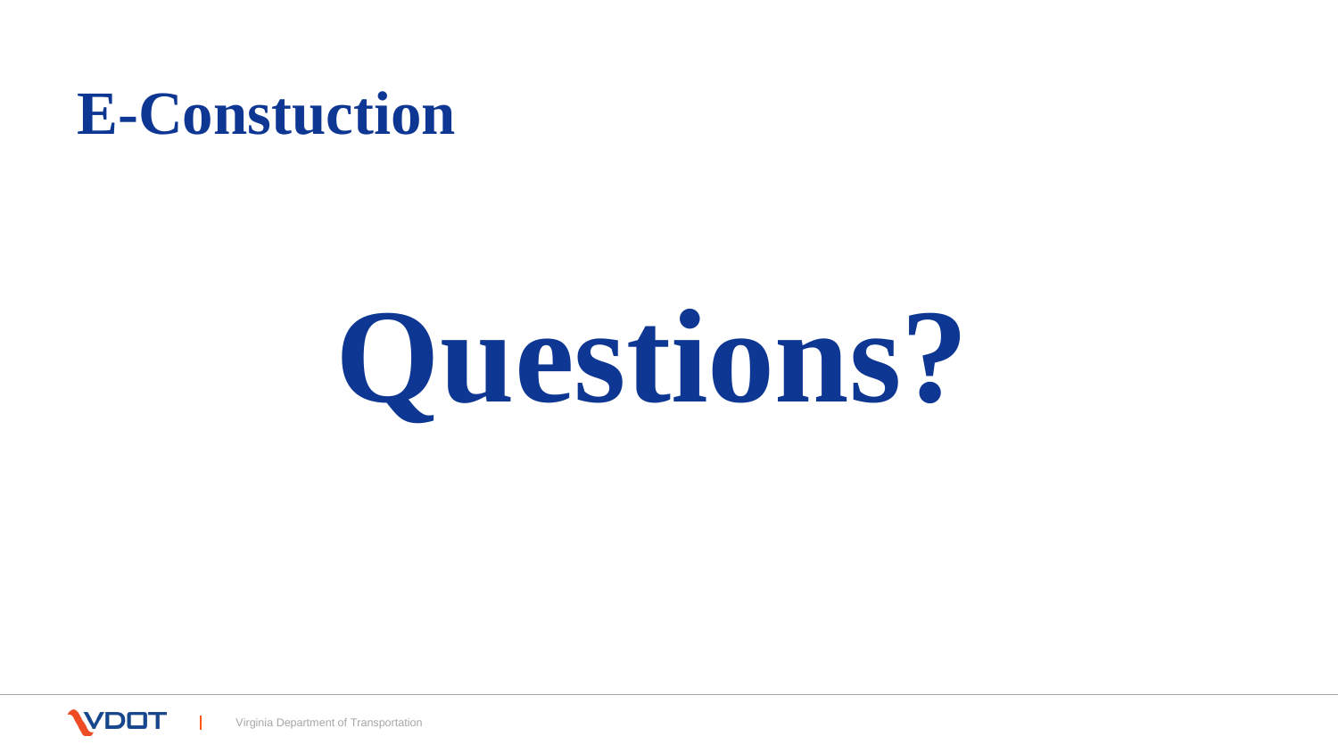# E-Constuction

# Questions?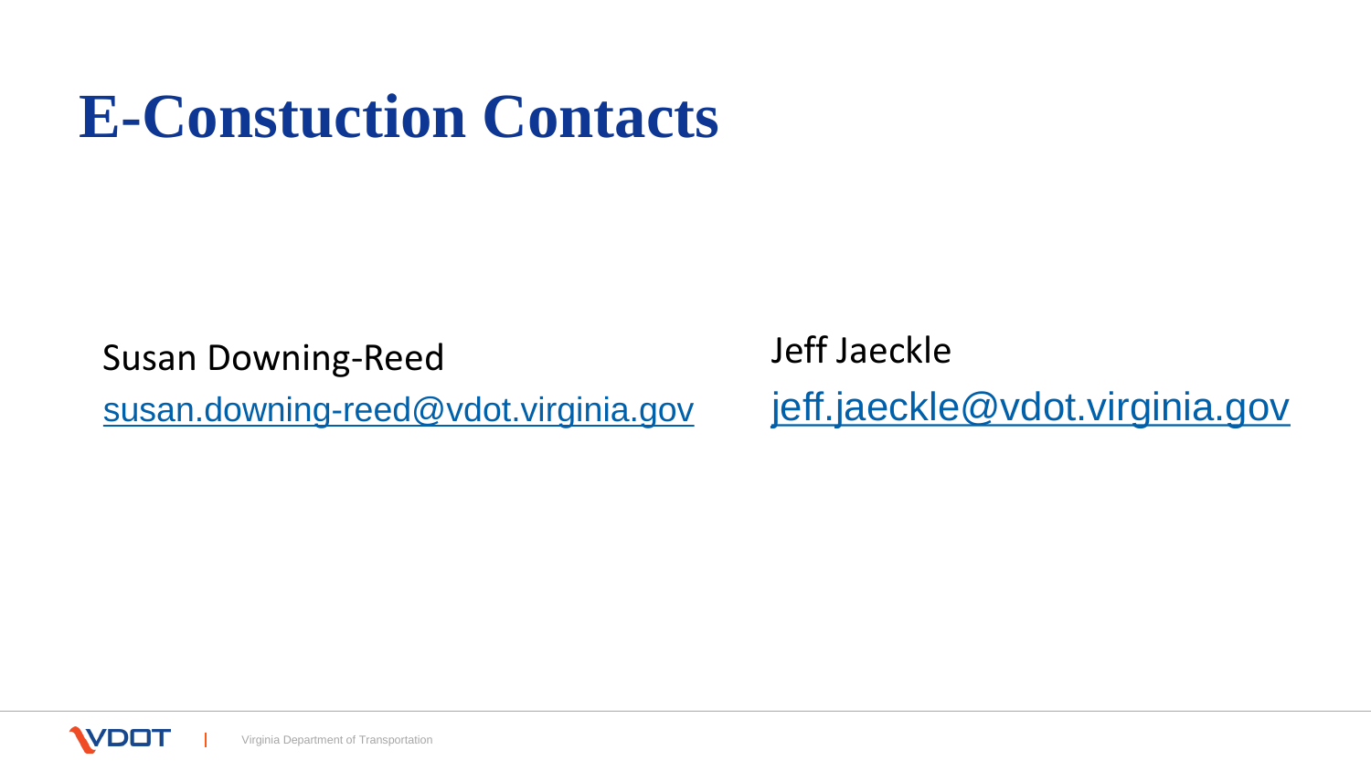# E-Constuction Contacts

Susan Downing-Reed
susan.downing-reed@vdot.virginia.gov

Jeff Jaeckle
jeff.jaeckle@vdot.virginia.gov